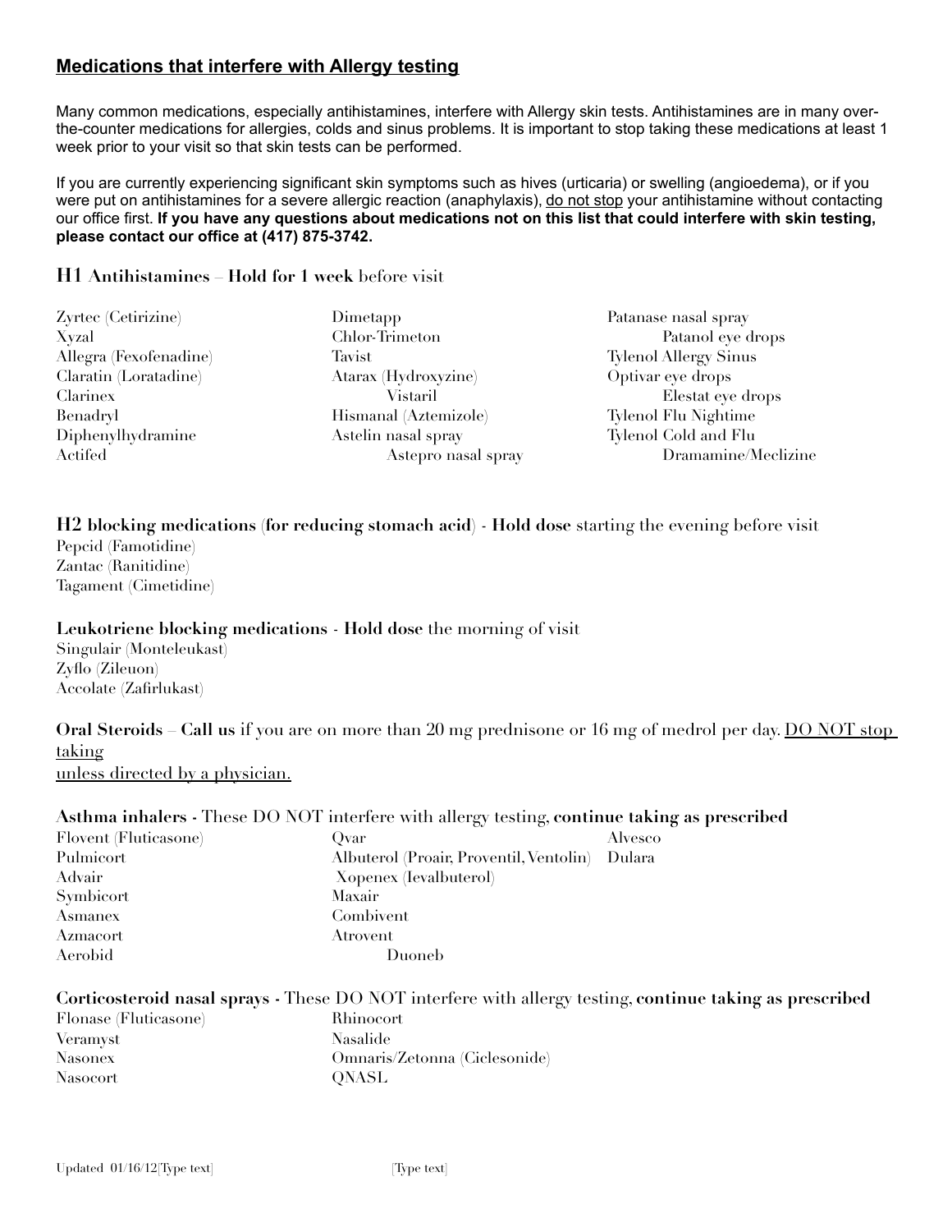## Medications that interfere with Allergy testing

Many common medications, especially antihistamines, interfere with Allergy skin tests. Antihistamines are in many over-the-counter medications for allergies, colds and sinus problems. It is important to stop taking these medications at least 1 week prior to your visit so that skin tests can be performed.

If you are currently experiencing significant skin symptoms such as hives (urticaria) or swelling (angioedema), or if you were put on antihistamines for a severe allergic reaction (anaphylaxis), do not stop your antihistamine without contacting our office first. **If you have any questions about medications not on this list that could interfere with skin testing, please contact our office at (417) 875-3742.**

### H1 Antihistamines – Hold for 1 week before visit

Zyrtec (Cetirizine)
Xyzal
Allegra (Fexofenadine)
Claratin (Loratadine)
Clarinex
Benadryl
Diphenylhydramine
Actifed
Dimetapp
Chlor-Trimeton
Tavist
Atarax (Hydroxyzine)
Vistaril
Hismanal (Aztemizole)
Astelin nasal spray
Astepro nasal spray
Patanase nasal spray
Patanol eye drops
Tylenol Allergy Sinus
Optivar eye drops
Elestat eye drops
Tylenol Flu Nightime
Tylenol Cold and Flu
Dramamine/Meclizine

### H2 blocking medications (for reducing stomach acid) - Hold dose starting the evening before visit

Pepcid (Famotidine)
Zantac (Ranitidine)
Tagament (Cimetidine)

### Leukotriene blocking medications - Hold dose the morning of visit

Singulair (Monteleukast)
Zyflo (Zileuon)
Accolate (Zafirlukast)

**Oral Steroids – Call us** if you are on more than 20 mg prednisone or 16 mg of medrol per day. DO NOT stop taking unless directed by a physician.

### Asthma inhalers - These DO NOT interfere with allergy testing, continue taking as prescribed

Flovent (Fluticasone)
Pulmicort
Advair
Symbicort
Asmanex
Azmacort
Aerobid
Qvar
Albuterol (Proair, Proventil, Ventolin)
Xopenex (levalbuterol)
Maxair
Combivent
Atrovent
Duoneb
Alvesco
Dulara

### Corticosteroid nasal sprays - These DO NOT interfere with allergy testing, continue taking as prescribed

Flonase (Fluticasone)
Veramyst
Nasonex
Nasocort
Rhinocort
Nasalide
Omnaris/Zetonna (Ciclesonide)
QNASL

Updated 01/16/12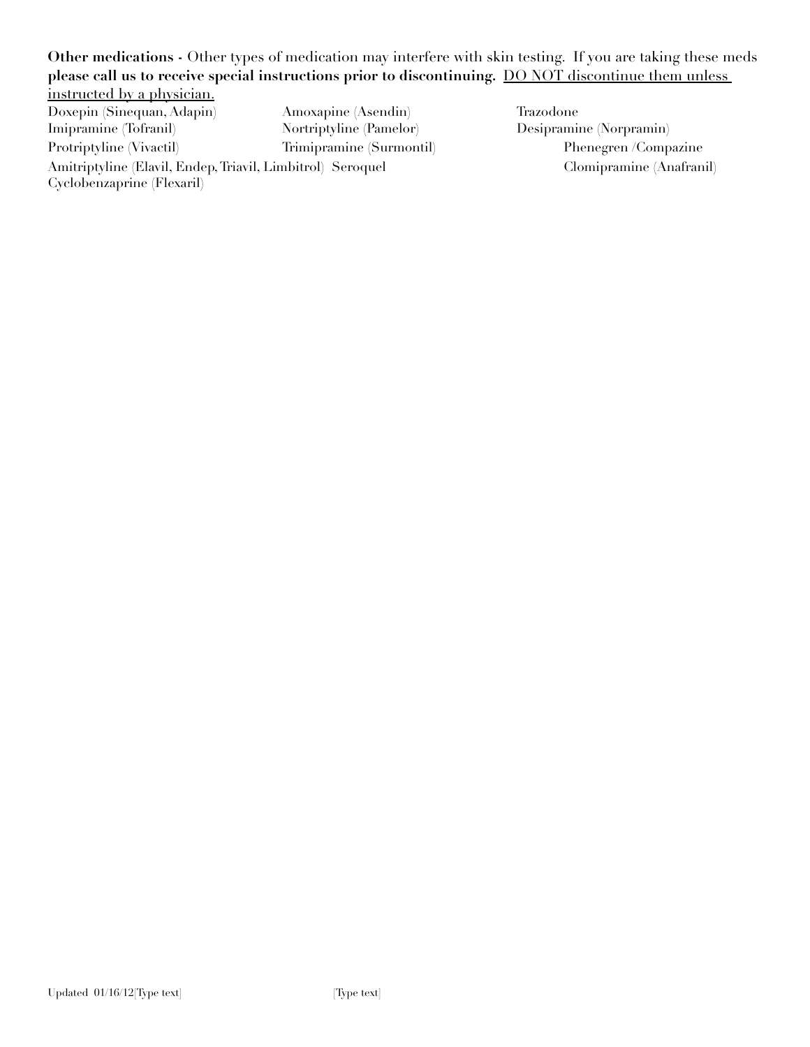**Other medications -** Other types of medication may interfere with skin testing. If you are taking these meds **please call us to receive special instructions prior to discontinuing.** <u>DO NOT discontinue them unless instructed by a physician.</u>

| | | |
|---|---|---|
| Doxepin (Sinequan, Adapin) | Amoxapine (Asendin) | Trazodone |
| Imipramine (Tofranil) | Nortriptyline (Pamelor) | Desipramine (Norpramin) |
| Protriptyline (Vivactil) | Trimipramine (Surmontil) | Phenegren /Compazine |
| Amitriptyline (Elavil, Endep, Triavil, Limbitrol) | Seroquel | Clomipramine (Anafranil) |
| Cyclobenzaprine (Flexaril) | | |

Updated 01/16/12[Type text] [Type text]